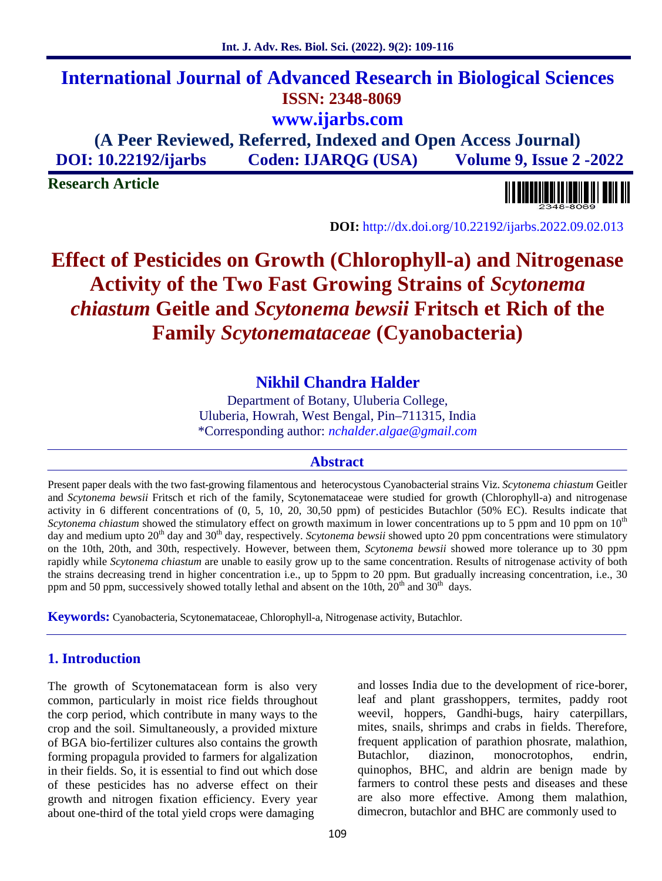# International Journal of Advanced Research in Biological Sciences

**ISSN: 2348-8069**

**www.ijarbs.com**

**(A Peer Reviewed, Referred, Indexed and Open Access Journal)**

**DOI: 10.22192/ijarbs Coden: IJARQG (USA) Volume 9, Issue 2 -2022**

**Research Article**

**DOI:** http://dx.doi.org/10.22192/ijarbs.2022.09.02.013

# Effect of Pesticides on Growth (Chlorophyll-a) and Nitrogenase Activity of the Two Fast Growing Strains of *Scytonema chiastum* Geitle and *Scytonema bewsii* Fritsch et Rich of the Family *Scytonemataceae* (Cyanobacteria)

**Nikhil Chandra Halder**

Department of Botany, Uluberia College,
Uluberia, Howrah, West Bengal, Pin–711315, India
\*Corresponding author: *nchalder.algae@gmail.com*

## Abstract

Present paper deals with the two fast-growing filamentous and heterocystous Cyanobacterial strains Viz. *Scytonema chiastum* Geitler and *Scytonema bewsii* Fritsch et rich of the family, Scytonemataceae were studied for growth (Chlorophyll-a) and nitrogenase activity in 6 different concentrations of (0, 5, 10, 20, 30,50 ppm) of pesticides Butachlor (50% EC). Results indicate that *Scytonema chiastum* showed the stimulatory effect on growth maximum in lower concentrations up to 5 ppm and 10 ppm on 10th day and medium upto 20th day and 30th day, respectively. *Scytonema bewsii* showed upto 20 ppm concentrations were stimulatory on the 10th, 20th, and 30th, respectively. However, between them, *Scytonema bewsii* showed more tolerance up to 30 ppm rapidly while *Scytonema chiastum* are unable to easily grow up to the same concentration. Results of nitrogenase activity of both the strains decreasing trend in higher concentration i.e., up to 5ppm to 20 ppm. But gradually increasing concentration, i.e., 30 ppm and 50 ppm, successively showed totally lethal and absent on the 10th, 20th and 30th days.

**Keywords:** Cyanobacteria, Scytonemataceae, Chlorophyll-a, Nitrogenase activity, Butachlor.

## 1. Introduction

The growth of Scytonematacean form is also very common, particularly in moist rice fields throughout the corp period, which contribute in many ways to the crop and the soil. Simultaneously, a provided mixture of BGA bio-fertilizer cultures also contains the growth forming propagula provided to farmers for algalization in their fields. So, it is essential to find out which dose of these pesticides has no adverse effect on their growth and nitrogen fixation efficiency. Every year about one-third of the total yield crops were damaging and losses India due to the development of rice-borer, leaf and plant grasshoppers, termites, paddy root weevil, hoppers, Gandhi-bugs, hairy caterpillars, mites, snails, shrimps and crabs in fields. Therefore, frequent application of parathion phosrate, malathion, Butachlor, diazinon, monocrotophos, endrin, quinophos, BHC, and aldrin are benign made by farmers to control these pests and diseases and these are also more effective. Among them malathion, dimecron, butachlor and BHC are commonly used to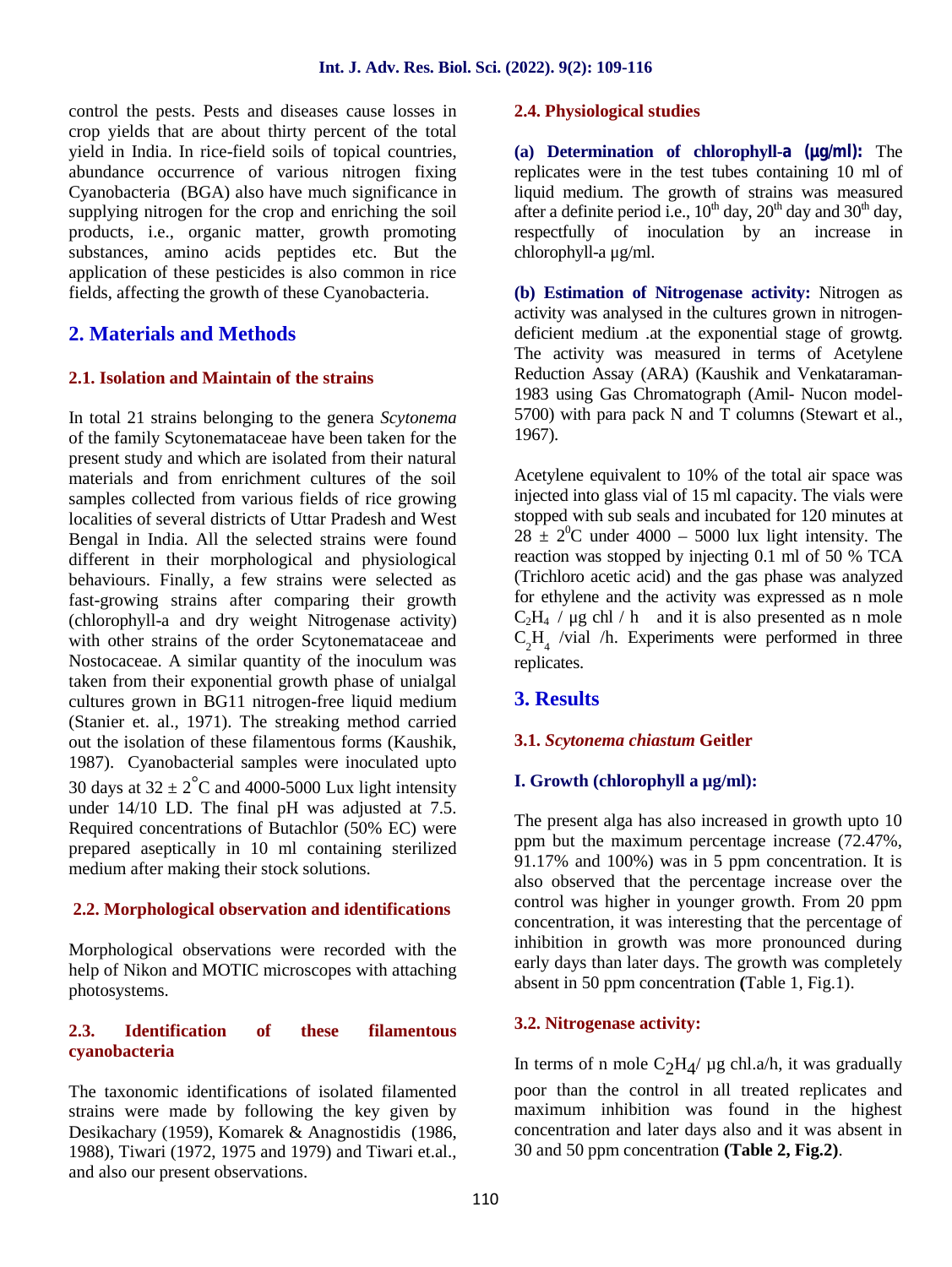control the pests. Pests and diseases cause losses in crop yields that are about thirty percent of the total yield in India. In rice-field soils of topical countries, abundance occurrence of various nitrogen fixing Cyanobacteria (BGA) also have much significance in supplying nitrogen for the crop and enriching the soil products, i.e., organic matter, growth promoting substances, amino acids peptides etc. But the application of these pesticides is also common in rice fields, affecting the growth of these Cyanobacteria.

## 2. Materials and Methods

### 2.1. Isolation and Maintain of the strains

In total 21 strains belonging to the genera *Scytonema* of the family Scytonemataceae have been taken for the present study and which are isolated from their natural materials and from enrichment cultures of the soil samples collected from various fields of rice growing localities of several districts of Uttar Pradesh and West Bengal in India. All the selected strains were found different in their morphological and physiological behaviours. Finally, a few strains were selected as fast-growing strains after comparing their growth (chlorophyll-a and dry weight Nitrogenase activity) with other strains of the order Scytonemataceae and Nostocaceae. A similar quantity of the inoculum was taken from their exponential growth phase of unialgal cultures grown in BG11 nitrogen-free liquid medium (Stanier et. al., 1971). The streaking method carried out the isolation of these filamentous forms (Kaushik, 1987). Cyanobacterial samples were inoculated upto 30 days at $32 \pm 2^{\circ}$C and 4000-5000 Lux light intensity under 14/10 LD. The final pH was adjusted at 7.5. Required concentrations of Butachlor (50% EC) were prepared aseptically in 10 ml containing sterilized medium after making their stock solutions.

### 2.2. Morphological observation and identifications

Morphological observations were recorded with the help of Nikon and MOTIC microscopes with attaching photosystems.

### 2.3. Identification of these filamentous cyanobacteria

The taxonomic identifications of isolated filamented strains were made by following the key given by Desikachary (1959), Komarek & Anagnostidis (1986, 1988), Tiwari (1972, 1975 and 1979) and Tiwari et.al., and also our present observations.

### 2.4. Physiological studies

**(a) Determination of chlorophyll-a (µg/ml):** The replicates were in the test tubes containing 10 ml of liquid medium. The growth of strains was measured after a definite period i.e., $10^{th}$ day, $20^{th}$ day and $30^{th}$ day, respectfully of inoculation by an increase in chlorophyll-a µg/ml.

**(b) Estimation of Nitrogenase activity:** Nitrogen as activity was analysed in the cultures grown in nitrogen-deficient medium .at the exponential stage of growtg. The activity was measured in terms of Acetylene Reduction Assay (ARA) (Kaushik and Venkataraman-1983 using Gas Chromatograph (Amil- Nucon model-5700) with para pack N and T columns (Stewart et al., 1967).

Acetylene equivalent to 10% of the total air space was injected into glass vial of 15 ml capacity. The vials were stopped with sub seals and incubated for 120 minutes at $28 \pm 2^{0}$C under 4000 – 5000 lux light intensity. The reaction was stopped by injecting 0.1 ml of 50 % TCA (Trichloro acetic acid) and the gas phase was analyzed for ethylene and the activity was expressed as n mole $C_2H_4$ / µg chl / h and it is also presented as n mole $C_2H_4$ /vial /h. Experiments were performed in three replicates.

## 3. Results

### 3.1. *Scytonema chiastum* Geitler

#### I. Growth (chlorophyll a µg/ml):

The present alga has also increased in growth upto 10 ppm but the maximum percentage increase (72.47%, 91.17% and 100%) was in 5 ppm concentration. It is also observed that the percentage increase over the control was higher in younger growth. From 20 ppm concentration, it was interesting that the percentage of inhibition in growth was more pronounced during early days than later days. The growth was completely absent in 50 ppm concentration (Table 1, Fig.1).

### 3.2. Nitrogenase activity:

In terms of n mole $C_2H_4$/ µg chl.a/h, it was gradually poor than the control in all treated replicates and maximum inhibition was found in the highest concentration and later days also and it was absent in 30 and 50 ppm concentration **(Table 2, Fig.2)**.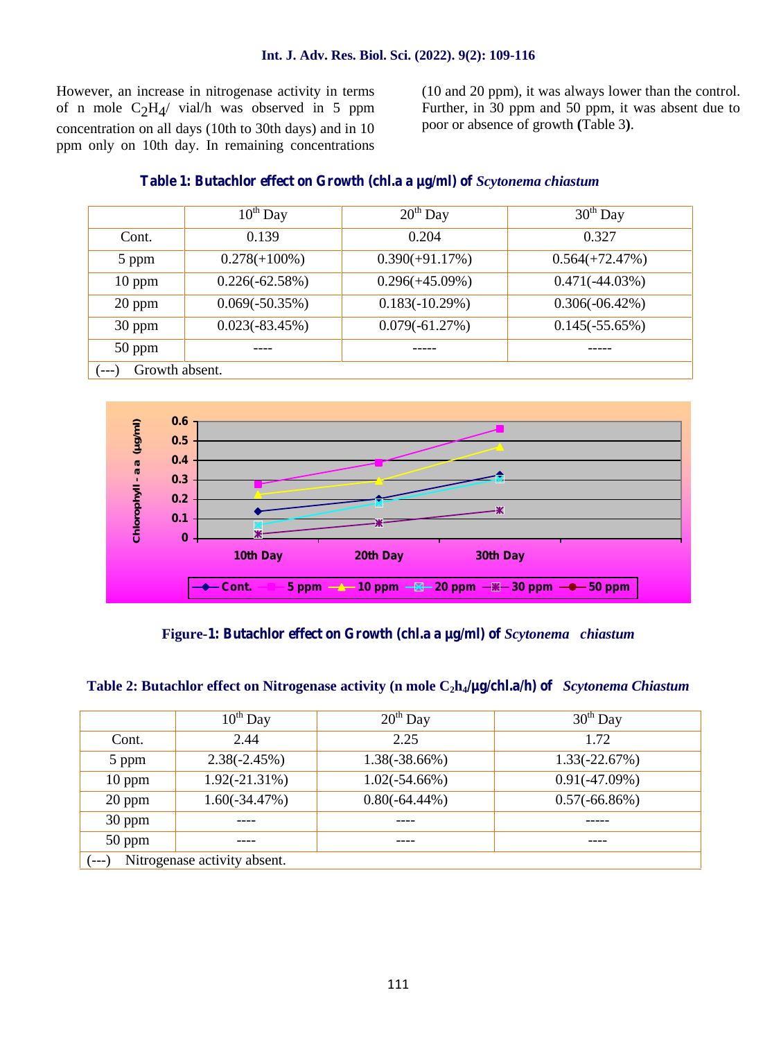However, an increase in nitrogenase activity in terms of n mole $C_2H_4$/ vial/h was observed in 5 ppm concentration on all days (10th to 30th days) and in 10 ppm only on 10th day. In remaining concentrations (10 and 20 ppm), it was always lower than the control. Further, in 30 ppm and 50 ppm, it was absent due to poor or absence of growth **(**Table 3**)**.

**Table 1: Butachlor effect on Growth (chl.a a µg/ml) of *Scytonema chiastum***

| | $10^{th}$ Day | $20^{th}$ Day | $30^{th}$ Day |
|---|---|---|---|
| Cont. | 0.139 | 0.204 | 0.327 |
| 5 ppm | 0.278(+100%) | 0.390(+91.17%) | 0.564(+72.47%) |
| 10 ppm | 0.226(-62.58%) | 0.296(+45.09%) | 0.471(-44.03%) |
| 20 ppm | 0.069(-50.35%) | 0.183(-10.29%) | 0.306(-06.42%) |
| 30 ppm | 0.023(-83.45%) | 0.079(-61.27%) | 0.145(-55.65%) |
| 50 ppm | ---- | ----- | ----- |
| (---) Growth absent. | | | |

**Figure-1: Butachlor effect on Growth (chl.a a µg/ml) of *Scytonema chiastum***

**Table 2: Butachlor effect on Nitrogenase activity (n mole $C_2h_4$/µg/chl.a/h) of *Scytonema Chiastum***

| | $10^{th}$ Day | $20^{th}$ Day | $30^{th}$ Day |
|---|---|---|---|
| Cont. | 2.44 | 2.25 | 1.72 |
| 5 ppm | 2.38(-2.45%) | 1.38(-38.66%) | 1.33(-22.67%) |
| 10 ppm | 1.92(-21.31%) | 1.02(-54.66%) | 0.91(-47.09%) |
| 20 ppm | 1.60(-34.47%) | 0.80(-64.44%) | 0.57(-66.86%) |
| 30 ppm | ---- | ---- | ----- |
| 50 ppm | ---- | ---- | ---- |
| (---) Nitrogenase activity absent. | | | |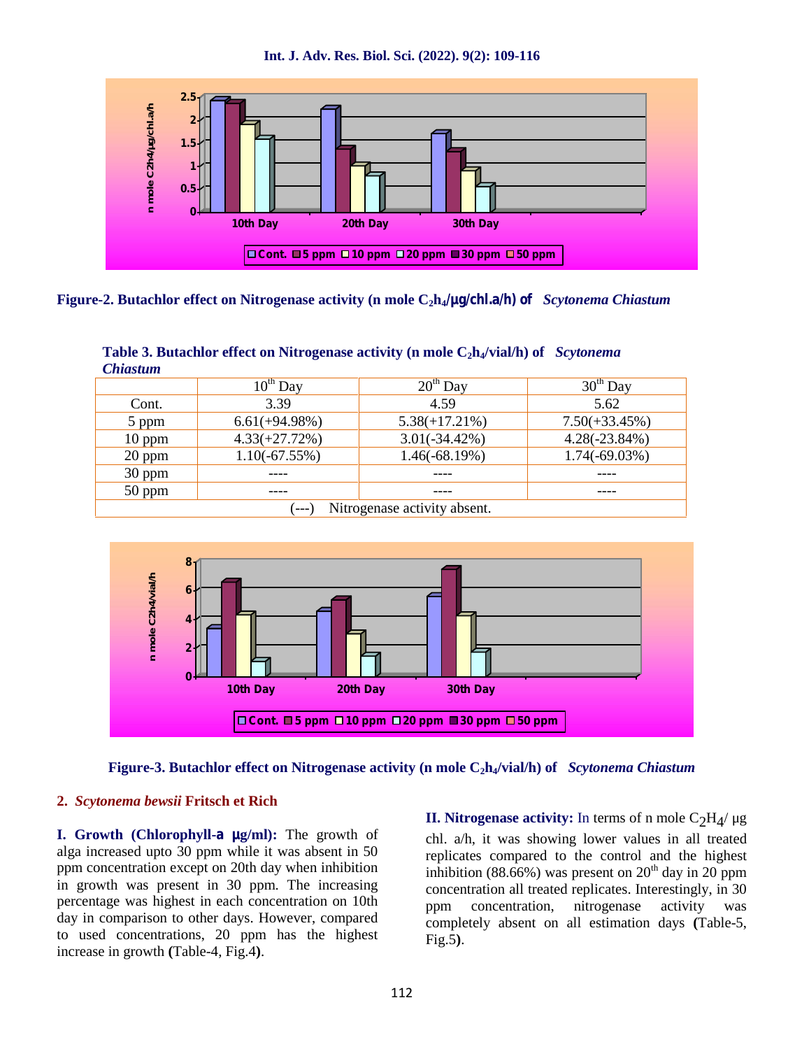**Figure-2. Butachlor effect on Nitrogenase activity (n mole $C_2h_4$/µg/chl.a/h) of *Scytonema Chiastum***

**Table 3. Butachlor effect on Nitrogenase activity (n mole $C_2h_4$/vial/h) of *Scytonema Chiastum***

| | 10th Day | 20th Day | 30th Day |
|---|---|---|---|
| Cont. | 3.39 | 4.59 | 5.62 |
| 5 ppm | 6.61(+94.98%) | 5.38(+17.21%) | 7.50(+33.45%) |
| 10 ppm | 4.33(+27.72%) | 3.01(-34.42%) | 4.28(-23.84%) |
| 20 ppm | 1.10(-67.55%) | 1.46(-68.19%) | 1.74(-69.03%) |
| 30 ppm | ---- | ---- | ---- |
| 50 ppm | ---- | ---- | ---- |
| (---) Nitrogenase activity absent. | | | |

**Figure-3. Butachlor effect on Nitrogenase activity (n mole $C_2h_4$/vial/h) of *Scytonema Chiastum***

## 2. *Scytonema bewsii* Fritsch et Rich

**I. Growth (Chlorophyll-a µg/ml):** The growth of alga increased upto 30 ppm while it was absent in 50 ppm concentration except on 20th day when inhibition in growth was present in 30 ppm. The increasing percentage was highest in each concentration on 10th day in comparison to other days. However, compared to used concentrations, 20 ppm has the highest increase in growth **(**Table-4, Fig.4**)**.

**II. Nitrogenase activity:** In terms of n mole $C_2H_4$/ µg chl. a/h, it was showing lower values in all treated replicates compared to the control and the highest inhibition (88.66%) was present on 20th day in 20 ppm concentration all treated replicates. Interestingly, in 30 ppm concentration, nitrogenase activity was completely absent on all estimation days **(**Table-5, Fig.5**)**.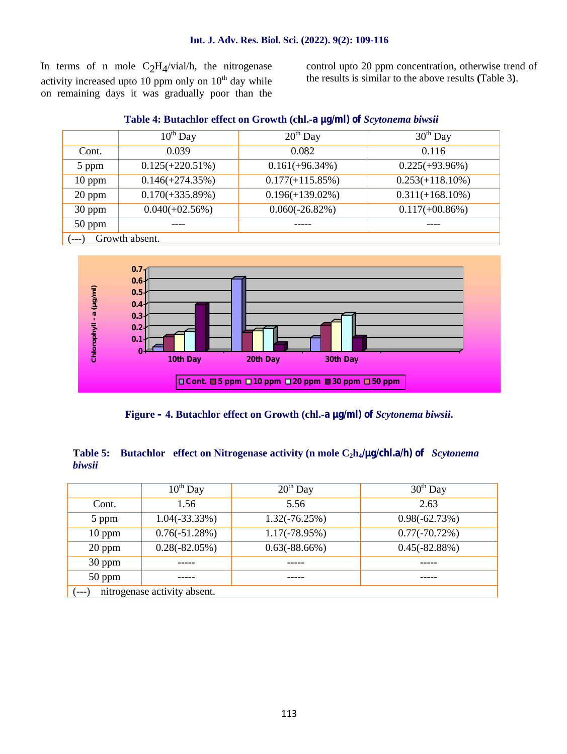In terms of n mole $C_2H_4$/vial/h, the nitrogenase activity increased upto 10 ppm only on 10th day while on remaining days it was gradually poor than the control upto 20 ppm concentration, otherwise trend of the results is similar to the above results (Table 3).

**Table 4: Butachlor effect on Growth (chl.-a µg/ml) of *Scytonema biwsii***

| | 10th Day | 20th Day | 30th Day |
|---|---|---|---|
| Cont. | 0.039 | 0.082 | 0.116 |
| 5 ppm | 0.125(+220.51%) | 0.161(+96.34%) | 0.225(+93.96%) |
| 10 ppm | 0.146(+274.35%) | 0.177(+115.85%) | 0.253(+118.10%) |
| 20 ppm | 0.170(+335.89%) | 0.196(+139.02%) | 0.311(+168.10%) |
| 30 ppm | 0.040(+02.56%) | 0.060(-26.82%) | 0.117(+00.86%) |
| 50 ppm | ---- | ----- | ---- |

(---) Growth absent.

**Figure – 4. Butachlor effect on Growth (chl.-a µg/ml) of *Scytonema biwsii*.**

**Table 5: Butachlor effect on Nitrogenase activity (n mole $C_2h_4$/µg/chl.a/h) of *Scytonema biwsii***

| | 10th Day | 20th Day | 30th Day |
|---|---|---|---|
| Cont. | 1.56 | 5.56 | 2.63 |
| 5 ppm | 1.04(-33.33%) | 1.32(-76.25%) | 0.98(-62.73%) |
| 10 ppm | 0.76(-51.28%) | 1.17(-78.95%) | 0.77(-70.72%) |
| 20 ppm | 0.28(-82.05%) | 0.63(-88.66%) | 0.45(-82.88%) |
| 30 ppm | ----- | ----- | ----- |
| 50 ppm | ----- | ----- | ----- |

(---) nitrogenase activity absent.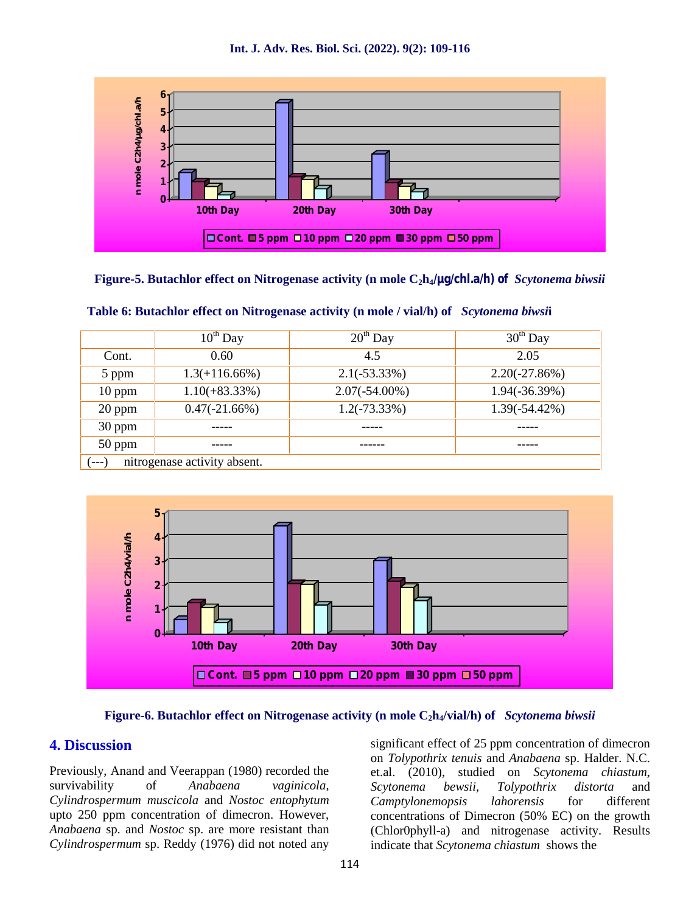Figure-5. Butachlor effect on Nitrogenase activity (n mole $C_2h_4$/µg/chl.a/h) of *Scytonema biwsii*

**Table 6: Butachlor effect on Nitrogenase activity (n mole / vial/h) of *Scytonema biwsii***

| | 10th Day | 20th Day | 30th Day |
|---|---|---|---|
| Cont. | 0.60 | 4.5 | 2.05 |
| 5 ppm | 1.3(+116.66%) | 2.1(-53.33%) | 2.20(-27.86%) |
| 10 ppm | 1.10(+83.33%) | 2.07(-54.00%) | 1.94(-36.39%) |
| 20 ppm | 0.47(-21.66%) | 1.2(-73.33%) | 1.39(-54.42%) |
| 30 ppm | ----- | ----- | ----- |
| 50 ppm | ----- | ------ | ----- |

(---) nitrogenase activity absent.

Figure-6. Butachlor effect on Nitrogenase activity (n mole $C_2h_4$/vial/h) of *Scytonema biwsii*

## 4. Discussion

Previously, Anand and Veerappan (1980) recorded the survivability of *Anabaena vaginicola*, *Cylindrospermum muscicola* and *Nostoc entophytum* upto 250 ppm concentration of dimecron. However, *Anabaena* sp. and *Nostoc* sp. are more resistant than *Cylindrospermum* sp. Reddy (1976) did not noted any significant effect of 25 ppm concentration of dimecron on *Tolypothrix tenuis* and *Anabaena* sp. Halder. N.C. et.al. (2010), studied on *Scytonema chiastum*, *Scytonema bewsii*, *Tolypothrix distorta* and *Camptylonemopsis lahorensis* for different concentrations of Dimecron (50% EC) on the growth (Chlor0phyll-a) and nitrogenase activity. Results indicate that *Scytonema chiastum* shows the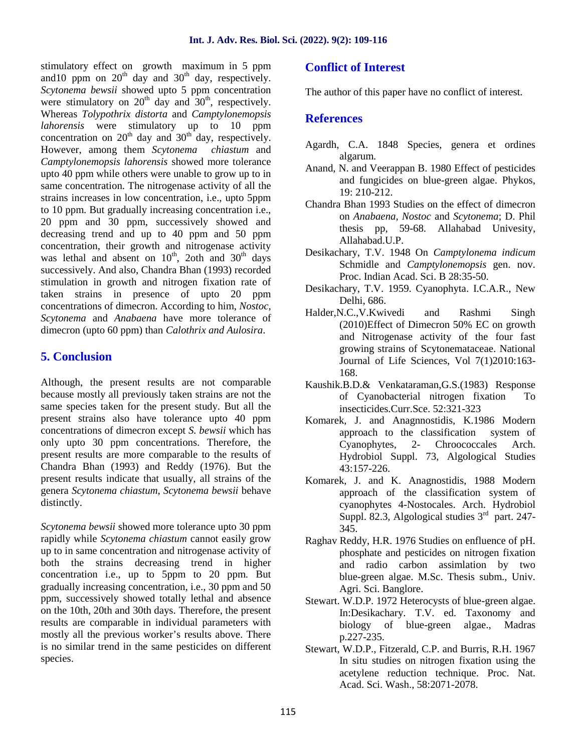stimulatory effect on growth maximum in 5 ppm and10 ppm on 20th day and 30th day, respectively. *Scytonema bewsii* showed upto 5 ppm concentration were stimulatory on 20th day and 30th, respectively. Whereas *Tolypothrix distorta* and *Camptylonemopsis lahorensis* were stimulatory up to 10 ppm concentration on 20th day and 30th day, respectively. However, among them *Scytonema chiastum* and *Camptylonemopsis lahorensis* showed more tolerance upto 40 ppm while others were unable to grow up to in same concentration. The nitrogenase activity of all the strains increases in low concentration, i.e., upto 5ppm to 10 ppm. But gradually increasing concentration i.e., 20 ppm and 30 ppm, successively showed and decreasing trend and up to 40 ppm and 50 ppm concentration, their growth and nitrogenase activity was lethal and absent on 10th, 2oth and 30th days successively. And also, Chandra Bhan (1993) recorded stimulation in growth and nitrogen fixation rate of taken strains in presence of upto 20 ppm concentrations of dimecron. According to him, *Nostoc*, *Scytonema* and *Anabaena* have more tolerance of dimecron (upto 60 ppm) than *Calothrix and Aulosira*.

## 5. Conclusion

Although, the present results are not comparable because mostly all previously taken strains are not the same species taken for the present study. But all the present strains also have tolerance upto 40 ppm concentrations of dimecron except *S. bewsii* which has only upto 30 ppm concentrations. Therefore, the present results are more comparable to the results of Chandra Bhan (1993) and Reddy (1976). But the present results indicate that usually, all strains of the genera *Scytonema chiastum*, *Scytonema bewsii* behave distinctly.

*Scytonema bewsii* showed more tolerance upto 30 ppm rapidly while *Scytonema chiastum* cannot easily grow up to in same concentration and nitrogenase activity of both the strains decreasing trend in higher concentration i.e., up to 5ppm to 20 ppm. But gradually increasing concentration, i.e., 30 ppm and 50 ppm, successively showed totally lethal and absence on the 10th, 20th and 30th days. Therefore, the present results are comparable in individual parameters with mostly all the previous worker's results above. There is no similar trend in the same pesticides on different species.

## Conflict of Interest

The author of this paper have no conflict of interest.

## References

Agardh, C.A. 1848 Species, genera et ordines algarum.

Anand, N. and Veerappan B. 1980 Effect of pesticides and fungicides on blue-green algae. Phykos, 19: 210-212.

Chandra Bhan 1993 Studies on the effect of dimecron on *Anabaena, Nostoc* and *Scytonema*; D. Phil thesis pp, 59-68. Allahabad Univesity, Allahabad.U.P.

Desikachary, T.V. 1948 On *Camptylonema indicum* Schmidle and *Camptylonemopsis* gen. nov. Proc. Indian Acad. Sci. B 28:35-50.

Desikachary, T.V. 1959. Cyanophyta. I.C.A.R., New Delhi, 686.

Halder,N.C.,V.Kwivedi and Rashmi Singh (2010)Effect of Dimecron 50% EC on growth and Nitrogenase activity of the four fast growing strains of Scytonemataceae. National Journal of Life Sciences, Vol 7(1)2010:163-168.

Kaushik.B.D.& Venkataraman,G.S.(1983) Response of Cyanobacterial nitrogen fixation To insecticides.Curr.Sce. 52:321-323

Komarek, J. and Anagnnostidis, K.1986 Modern approach to the classification system of Cyanophytes, 2- Chroococcales Arch. Hydrobiol Suppl. 73, Algological Studies 43:157-226.

Komarek, J. and K. Anagnostidis, 1988 Modern approach of the classification system of cyanophytes 4-Nostocales. Arch. Hydrobiol Suppl. 82.3, Algological studies 3rd part. 247-345.

Raghav Reddy, H.R. 1976 Studies on enfluence of pH. phosphate and pesticides on nitrogen fixation and radio carbon assimlation by two blue-green algae. M.Sc. Thesis subm., Univ. Agri. Sci. Banglore.

Stewart. W.D.P. 1972 Heterocysts of blue-green algae. In:Desikachary. T.V. ed. Taxonomy and biology of blue-green algae., Madras p.227-235.

Stewart, W.D.P., Fitzerald, C.P. and Burris, R.H. 1967 In situ studies on nitrogen fixation using the acetylene reduction technique. Proc. Nat. Acad. Sci. Wash., 58:2071-2078.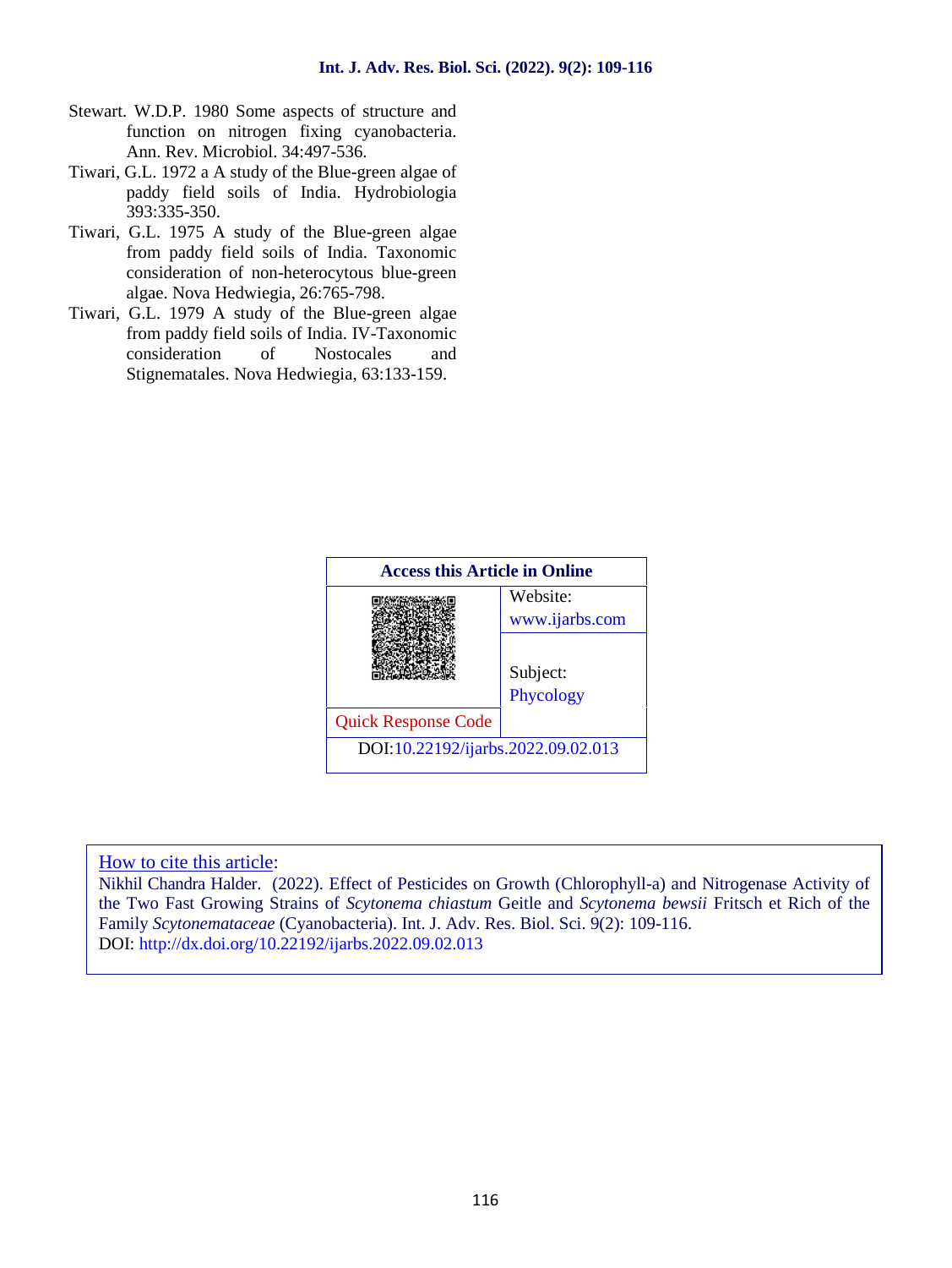Stewart. W.D.P. 1980 Some aspects of structure and function on nitrogen fixing cyanobacteria. Ann. Rev. Microbiol. 34:497-536.

Tiwari, G.L. 1972 a A study of the Blue-green algae of paddy field soils of India. Hydrobiologia 393:335-350.

Tiwari, G.L. 1975 A study of the Blue-green algae from paddy field soils of India. Taxonomic consideration of non-heterocytous blue-green algae. Nova Hedwiegia, 26:765-798.

Tiwari, G.L. 1979 A study of the Blue-green algae from paddy field soils of India. IV-Taxonomic consideration of Nostocales and Stignematales. Nova Hedwiegia, 63:133-159.

| Access this Article in Online | |
|---|---|
| | Website: www.ijarbs.com |
| | Subject: Phycology |
| Quick Response Code | |
| DOI:10.22192/ijarbs.2022.09.02.013 | |

How to cite this article:
Nikhil Chandra Halder. (2022). Effect of Pesticides on Growth (Chlorophyll-a) and Nitrogenase Activity of the Two Fast Growing Strains of *Scytonema chiastum* Geitle and *Scytonema bewsii* Fritsch et Rich of the Family *Scytonemataceae* (Cyanobacteria). Int. J. Adv. Res. Biol. Sci. 9(2): 109-116.
DOI: http://dx.doi.org/10.22192/ijarbs.2022.09.02.013